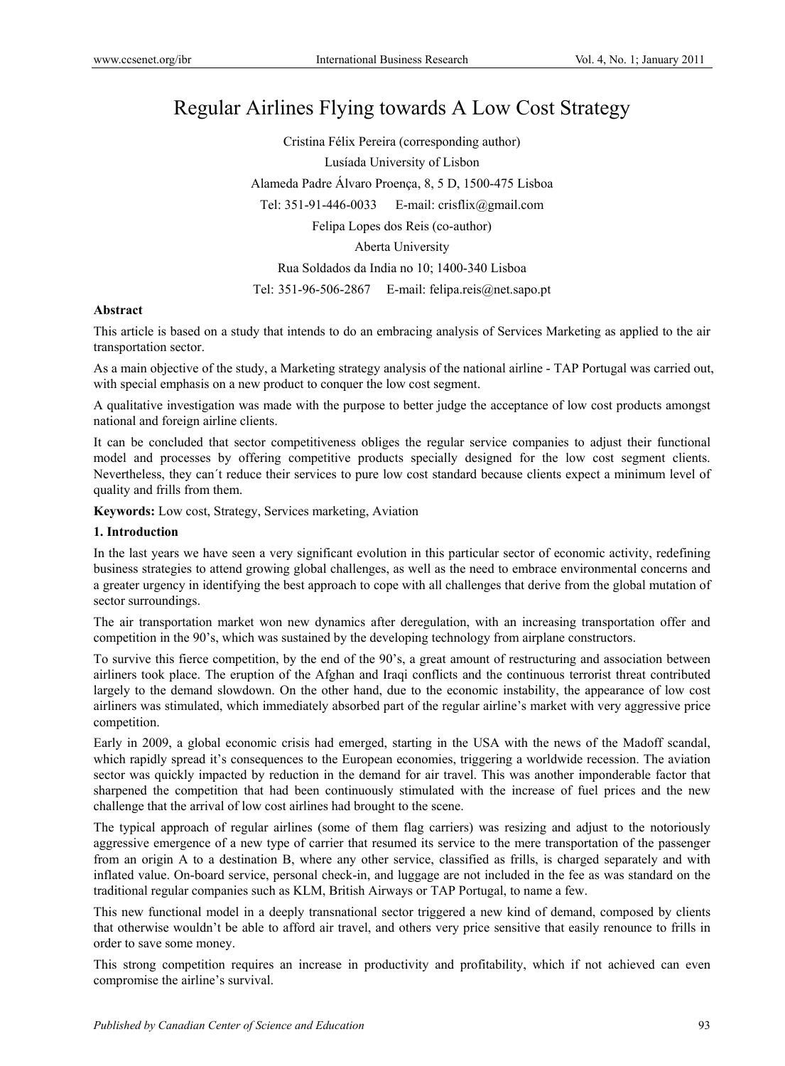# Regular Airlines Flying towards A Low Cost Strategy

Cristina Félix Pereira (corresponding author)

Lusíada University of Lisbon

Alameda Padre Álvaro Proença, 8, 5 D, 1500-475 Lisboa

Tel: 351-91-446-0033 E-mail: crisflix@gmail.com

Felipa Lopes dos Reis (co-author)

Aberta University

Rua Soldados da India no 10; 1400-340 Lisboa

Tel: 351-96-506-2867 E-mail: felipa.reis@net.sapo.pt

**Abstract**

This article is based on a study that intends to do an embracing analysis of Services Marketing as applied to the air transportation sector.

As a main objective of the study, a Marketing strategy analysis of the national airline - TAP Portugal was carried out, with special emphasis on a new product to conquer the low cost segment.

A qualitative investigation was made with the purpose to better judge the acceptance of low cost products amongst national and foreign airline clients.

It can be concluded that sector competitiveness obliges the regular service companies to adjust their functional model and processes by offering competitive products specially designed for the low cost segment clients. Nevertheless, they can´t reduce their services to pure low cost standard because clients expect a minimum level of quality and frills from them.

**Keywords:** Low cost, Strategy, Services marketing, Aviation

## 1. Introduction

In the last years we have seen a very significant evolution in this particular sector of economic activity, redefining business strategies to attend growing global challenges, as well as the need to embrace environmental concerns and a greater urgency in identifying the best approach to cope with all challenges that derive from the global mutation of sector surroundings.

The air transportation market won new dynamics after deregulation, with an increasing transportation offer and competition in the 90's, which was sustained by the developing technology from airplane constructors.

To survive this fierce competition, by the end of the 90's, a great amount of restructuring and association between airliners took place. The eruption of the Afghan and Iraqi conflicts and the continuous terrorist threat contributed largely to the demand slowdown. On the other hand, due to the economic instability, the appearance of low cost airliners was stimulated, which immediately absorbed part of the regular airline's market with very aggressive price competition.

Early in 2009, a global economic crisis had emerged, starting in the USA with the news of the Madoff scandal, which rapidly spread it's consequences to the European economies, triggering a worldwide recession. The aviation sector was quickly impacted by reduction in the demand for air travel. This was another imponderable factor that sharpened the competition that had been continuously stimulated with the increase of fuel prices and the new challenge that the arrival of low cost airlines had brought to the scene.

The typical approach of regular airlines (some of them flag carriers) was resizing and adjust to the notoriously aggressive emergence of a new type of carrier that resumed its service to the mere transportation of the passenger from an origin A to a destination B, where any other service, classified as frills, is charged separately and with inflated value. On-board service, personal check-in, and luggage are not included in the fee as was standard on the traditional regular companies such as KLM, British Airways or TAP Portugal, to name a few.

This new functional model in a deeply transnational sector triggered a new kind of demand, composed by clients that otherwise wouldn't be able to afford air travel, and others very price sensitive that easily renounce to frills in order to save some money.

This strong competition requires an increase in productivity and profitability, which if not achieved can even compromise the airline's survival.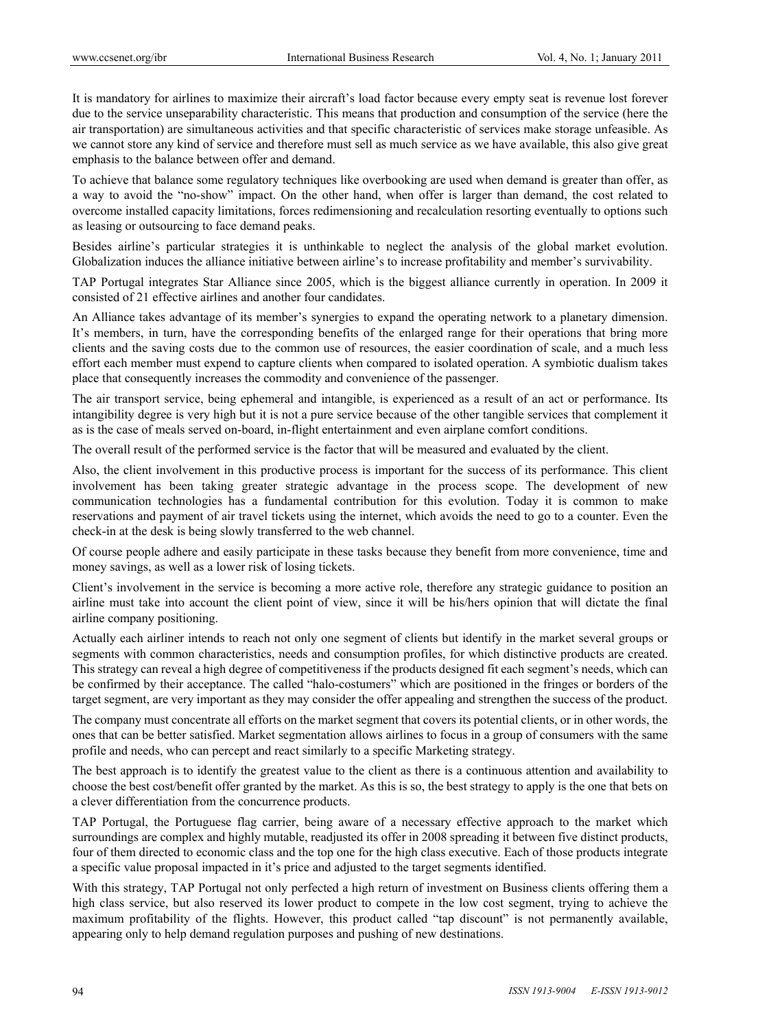It is mandatory for airlines to maximize their aircraft's load factor because every empty seat is revenue lost forever due to the service unseparability characteristic. This means that production and consumption of the service (here the air transportation) are simultaneous activities and that specific characteristic of services make storage unfeasible. As we cannot store any kind of service and therefore must sell as much service as we have available, this also give great emphasis to the balance between offer and demand.

To achieve that balance some regulatory techniques like overbooking are used when demand is greater than offer, as a way to avoid the "no-show" impact. On the other hand, when offer is larger than demand, the cost related to overcome installed capacity limitations, forces redimensioning and recalculation resorting eventually to options such as leasing or outsourcing to face demand peaks.

Besides airline's particular strategies it is unthinkable to neglect the analysis of the global market evolution. Globalization induces the alliance initiative between airline's to increase profitability and member's survivability.

TAP Portugal integrates Star Alliance since 2005, which is the biggest alliance currently in operation. In 2009 it consisted of 21 effective airlines and another four candidates.

An Alliance takes advantage of its member's synergies to expand the operating network to a planetary dimension. It's members, in turn, have the corresponding benefits of the enlarged range for their operations that bring more clients and the saving costs due to the common use of resources, the easier coordination of scale, and a much less effort each member must expend to capture clients when compared to isolated operation. A symbiotic dualism takes place that consequently increases the commodity and convenience of the passenger.

The air transport service, being ephemeral and intangible, is experienced as a result of an act or performance. Its intangibility degree is very high but it is not a pure service because of the other tangible services that complement it as is the case of meals served on-board, in-flight entertainment and even airplane comfort conditions.

The overall result of the performed service is the factor that will be measured and evaluated by the client.

Also, the client involvement in this productive process is important for the success of its performance. This client involvement has been taking greater strategic advantage in the process scope. The development of new communication technologies has a fundamental contribution for this evolution. Today it is common to make reservations and payment of air travel tickets using the internet, which avoids the need to go to a counter. Even the check-in at the desk is being slowly transferred to the web channel.

Of course people adhere and easily participate in these tasks because they benefit from more convenience, time and money savings, as well as a lower risk of losing tickets.

Client's involvement in the service is becoming a more active role, therefore any strategic guidance to position an airline must take into account the client point of view, since it will be his/hers opinion that will dictate the final airline company positioning.

Actually each airliner intends to reach not only one segment of clients but identify in the market several groups or segments with common characteristics, needs and consumption profiles, for which distinctive products are created. This strategy can reveal a high degree of competitiveness if the products designed fit each segment's needs, which can be confirmed by their acceptance. The called "halo-costumers" which are positioned in the fringes or borders of the target segment, are very important as they may consider the offer appealing and strengthen the success of the product.

The company must concentrate all efforts on the market segment that covers its potential clients, or in other words, the ones that can be better satisfied. Market segmentation allows airlines to focus in a group of consumers with the same profile and needs, who can percept and react similarly to a specific Marketing strategy.

The best approach is to identify the greatest value to the client as there is a continuous attention and availability to choose the best cost/benefit offer granted by the market. As this is so, the best strategy to apply is the one that bets on a clever differentiation from the concurrence products.

TAP Portugal, the Portuguese flag carrier, being aware of a necessary effective approach to the market which surroundings are complex and highly mutable, readjusted its offer in 2008 spreading it between five distinct products, four of them directed to economic class and the top one for the high class executive. Each of those products integrate a specific value proposal impacted in it's price and adjusted to the target segments identified.

With this strategy, TAP Portugal not only perfected a high return of investment on Business clients offering them a high class service, but also reserved its lower product to compete in the low cost segment, trying to achieve the maximum profitability of the flights. However, this product called "tap discount" is not permanently available, appearing only to help demand regulation purposes and pushing of new destinations.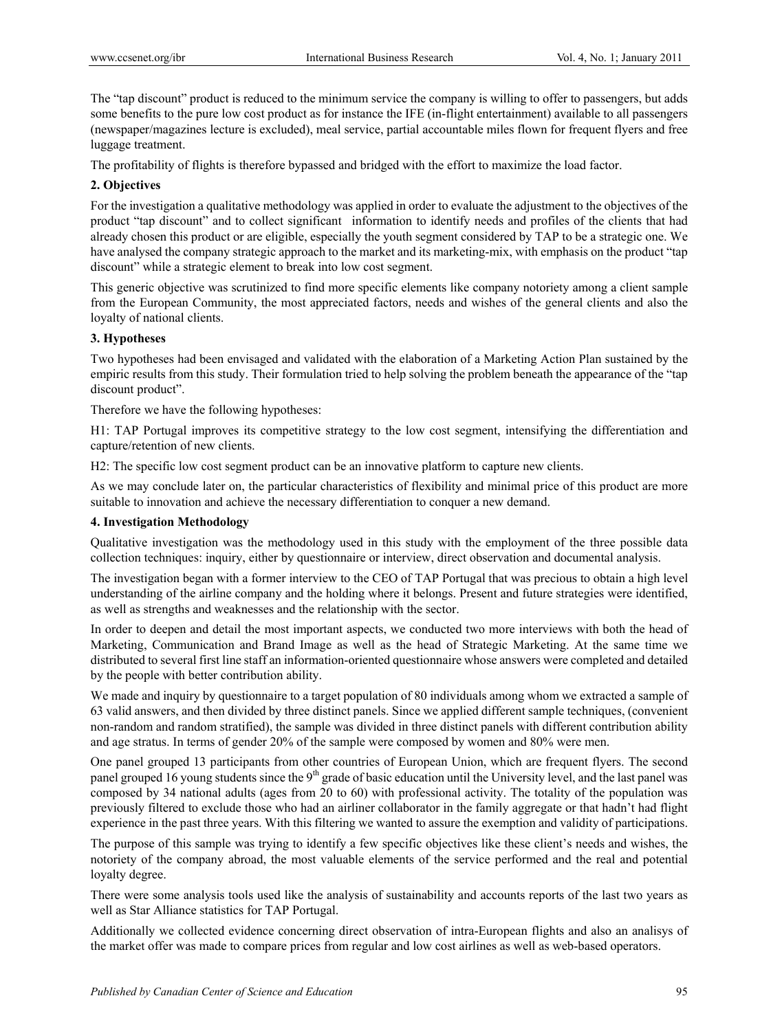The "tap discount" product is reduced to the minimum service the company is willing to offer to passengers, but adds some benefits to the pure low cost product as for instance the IFE (in-flight entertainment) available to all passengers (newspaper/magazines lecture is excluded), meal service, partial accountable miles flown for frequent flyers and free luggage treatment.

The profitability of flights is therefore bypassed and bridged with the effort to maximize the load factor.

## 2. Objectives

For the investigation a qualitative methodology was applied in order to evaluate the adjustment to the objectives of the product "tap discount" and to collect significant information to identify needs and profiles of the clients that had already chosen this product or are eligible, especially the youth segment considered by TAP to be a strategic one. We have analysed the company strategic approach to the market and its marketing-mix, with emphasis on the product "tap discount" while a strategic element to break into low cost segment.

This generic objective was scrutinized to find more specific elements like company notoriety among a client sample from the European Community, the most appreciated factors, needs and wishes of the general clients and also the loyalty of national clients.

## 3. Hypotheses

Two hypotheses had been envisaged and validated with the elaboration of a Marketing Action Plan sustained by the empiric results from this study. Their formulation tried to help solving the problem beneath the appearance of the "tap discount product".

Therefore we have the following hypotheses:

H1: TAP Portugal improves its competitive strategy to the low cost segment, intensifying the differentiation and capture/retention of new clients.

H2: The specific low cost segment product can be an innovative platform to capture new clients.

As we may conclude later on, the particular characteristics of flexibility and minimal price of this product are more suitable to innovation and achieve the necessary differentiation to conquer a new demand.

## 4. Investigation Methodology

Qualitative investigation was the methodology used in this study with the employment of the three possible data collection techniques: inquiry, either by questionnaire or interview, direct observation and documental analysis.

The investigation began with a former interview to the CEO of TAP Portugal that was precious to obtain a high level understanding of the airline company and the holding where it belongs. Present and future strategies were identified, as well as strengths and weaknesses and the relationship with the sector.

In order to deepen and detail the most important aspects, we conducted two more interviews with both the head of Marketing, Communication and Brand Image as well as the head of Strategic Marketing. At the same time we distributed to several first line staff an information-oriented questionnaire whose answers were completed and detailed by the people with better contribution ability.

We made and inquiry by questionnaire to a target population of 80 individuals among whom we extracted a sample of 63 valid answers, and then divided by three distinct panels. Since we applied different sample techniques, (convenient non-random and random stratified), the sample was divided in three distinct panels with different contribution ability and age stratus. In terms of gender 20% of the sample were composed by women and 80% were men.

One panel grouped 13 participants from other countries of European Union, which are frequent flyers. The second panel grouped 16 young students since the 9th grade of basic education until the University level, and the last panel was composed by 34 national adults (ages from 20 to 60) with professional activity. The totality of the population was previously filtered to exclude those who had an airliner collaborator in the family aggregate or that hadn't had flight experience in the past three years. With this filtering we wanted to assure the exemption and validity of participations.

The purpose of this sample was trying to identify a few specific objectives like these client's needs and wishes, the notoriety of the company abroad, the most valuable elements of the service performed and the real and potential loyalty degree.

There were some analysis tools used like the analysis of sustainability and accounts reports of the last two years as well as Star Alliance statistics for TAP Portugal.

Additionally we collected evidence concerning direct observation of intra-European flights and also an analisys of the market offer was made to compare prices from regular and low cost airlines as well as web-based operators.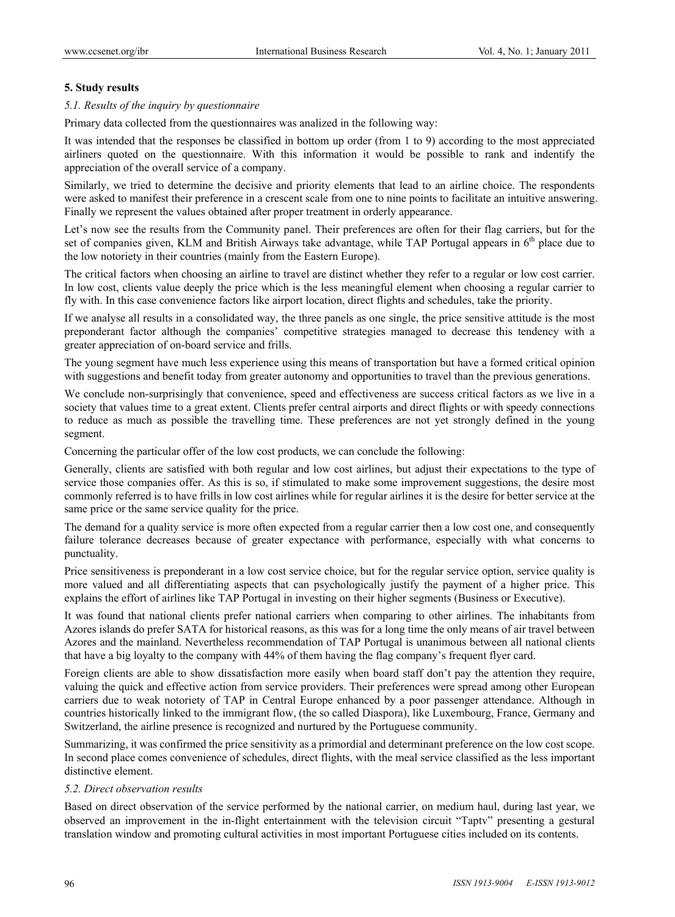## 5. Study results

### *5.1. Results of the inquiry by questionnaire*

Primary data collected from the questionnaires was analized in the following way:

It was intended that the responses be classified in bottom up order (from 1 to 9) according to the most appreciated airliners quoted on the questionnaire. With this information it would be possible to rank and indentify the appreciation of the overall service of a company.

Similarly, we tried to determine the decisive and priority elements that lead to an airline choice. The respondents were asked to manifest their preference in a crescent scale from one to nine points to facilitate an intuitive answering. Finally we represent the values obtained after proper treatment in orderly appearance.

Let's now see the results from the Community panel. Their preferences are often for their flag carriers, but for the set of companies given, KLM and British Airways take advantage, while TAP Portugal appears in 6th place due to the low notoriety in their countries (mainly from the Eastern Europe).

The critical factors when choosing an airline to travel are distinct whether they refer to a regular or low cost carrier. In low cost, clients value deeply the price which is the less meaningful element when choosing a regular carrier to fly with. In this case convenience factors like airport location, direct flights and schedules, take the priority.

If we analyse all results in a consolidated way, the three panels as one single, the price sensitive attitude is the most preponderant factor although the companies' competitive strategies managed to decrease this tendency with a greater appreciation of on-board service and frills.

The young segment have much less experience using this means of transportation but have a formed critical opinion with suggestions and benefit today from greater autonomy and opportunities to travel than the previous generations.

We conclude non-surprisingly that convenience, speed and effectiveness are success critical factors as we live in a society that values time to a great extent. Clients prefer central airports and direct flights or with speedy connections to reduce as much as possible the travelling time. These preferences are not yet strongly defined in the young segment.

Concerning the particular offer of the low cost products, we can conclude the following:

Generally, clients are satisfied with both regular and low cost airlines, but adjust their expectations to the type of service those companies offer. As this is so, if stimulated to make some improvement suggestions, the desire most commonly referred is to have frills in low cost airlines while for regular airlines it is the desire for better service at the same price or the same service quality for the price.

The demand for a quality service is more often expected from a regular carrier then a low cost one, and consequently failure tolerance decreases because of greater expectance with performance, especially with what concerns to punctuality.

Price sensitiveness is preponderant in a low cost service choice, but for the regular service option, service quality is more valued and all differentiating aspects that can psychologically justify the payment of a higher price. This explains the effort of airlines like TAP Portugal in investing on their higher segments (Business or Executive).

It was found that national clients prefer national carriers when comparing to other airlines. The inhabitants from Azores islands do prefer SATA for historical reasons, as this was for a long time the only means of air travel between Azores and the mainland. Nevertheless recommendation of TAP Portugal is unanimous between all national clients that have a big loyalty to the company with 44% of them having the flag company's frequent flyer card.

Foreign clients are able to show dissatisfaction more easily when board staff don't pay the attention they require, valuing the quick and effective action from service providers. Their preferences were spread among other European carriers due to weak notoriety of TAP in Central Europe enhanced by a poor passenger attendance. Although in countries historically linked to the immigrant flow, (the so called Diaspora), like Luxembourg, France, Germany and Switzerland, the airline presence is recognized and nurtured by the Portuguese community.

Summarizing, it was confirmed the price sensitivity as a primordial and determinant preference on the low cost scope. In second place comes convenience of schedules, direct flights, with the meal service classified as the less important distinctive element.

### *5.2. Direct observation results*

Based on direct observation of the service performed by the national carrier, on medium haul, during last year, we observed an improvement in the in-flight entertainment with the television circuit "Taptv" presenting a gestural translation window and promoting cultural activities in most important Portuguese cities included on its contents.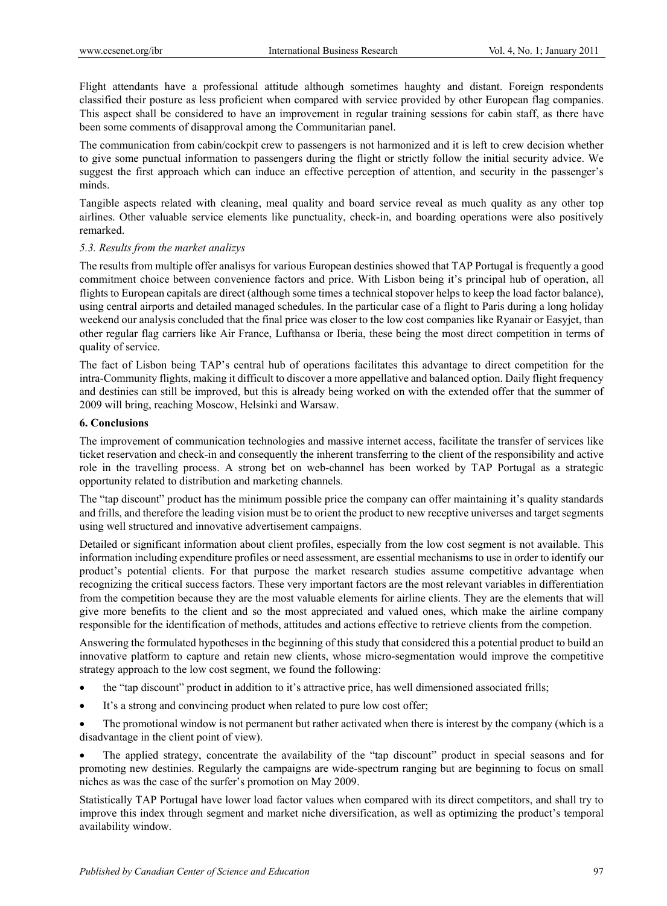Flight attendants have a professional attitude although sometimes haughty and distant. Foreign respondents classified their posture as less proficient when compared with service provided by other European flag companies. This aspect shall be considered to have an improvement in regular training sessions for cabin staff, as there have been some comments of disapproval among the Communitarian panel.

The communication from cabin/cockpit crew to passengers is not harmonized and it is left to crew decision whether to give some punctual information to passengers during the flight or strictly follow the initial security advice. We suggest the first approach which can induce an effective perception of attention, and security in the passenger's minds.

Tangible aspects related with cleaning, meal quality and board service reveal as much quality as any other top airlines. Other valuable service elements like punctuality, check-in, and boarding operations were also positively remarked.

### *5.3. Results from the market analizys*

The results from multiple offer analisys for various European destinies showed that TAP Portugal is frequently a good commitment choice between convenience factors and price. With Lisbon being it's principal hub of operation, all flights to European capitals are direct (although some times a technical stopover helps to keep the load factor balance), using central airports and detailed managed schedules. In the particular case of a flight to Paris during a long holiday weekend our analysis concluded that the final price was closer to the low cost companies like Ryanair or Easyjet, than other regular flag carriers like Air France, Lufthansa or Iberia, these being the most direct competition in terms of quality of service.

The fact of Lisbon being TAP's central hub of operations facilitates this advantage to direct competition for the intra-Community flights, making it difficult to discover a more appellative and balanced option. Daily flight frequency and destinies can still be improved, but this is already being worked on with the extended offer that the summer of 2009 will bring, reaching Moscow, Helsinki and Warsaw.

## **6. Conclusions**

The improvement of communication technologies and massive internet access, facilitate the transfer of services like ticket reservation and check-in and consequently the inherent transferring to the client of the responsibility and active role in the travelling process. A strong bet on web-channel has been worked by TAP Portugal as a strategic opportunity related to distribution and marketing channels.

The "tap discount" product has the minimum possible price the company can offer maintaining it's quality standards and frills, and therefore the leading vision must be to orient the product to new receptive universes and target segments using well structured and innovative advertisement campaigns.

Detailed or significant information about client profiles, especially from the low cost segment is not available. This information including expenditure profiles or need assessment, are essential mechanisms to use in order to identify our product's potential clients. For that purpose the market research studies assume competitive advantage when recognizing the critical success factors. These very important factors are the most relevant variables in differentiation from the competition because they are the most valuable elements for airline clients. They are the elements that will give more benefits to the client and so the most appreciated and valued ones, which make the airline company responsible for the identification of methods, attitudes and actions effective to retrieve clients from the competion.

Answering the formulated hypotheses in the beginning of this study that considered this a potential product to build an innovative platform to capture and retain new clients, whose micro-segmentation would improve the competitive strategy approach to the low cost segment, we found the following:

- the "tap discount" product in addition to it's attractive price, has well dimensioned associated frills;
- It's a strong and convincing product when related to pure low cost offer;
- The promotional window is not permanent but rather activated when there is interest by the company (which is a disadvantage in the client point of view).
- The applied strategy, concentrate the availability of the "tap discount" product in special seasons and for promoting new destinies. Regularly the campaigns are wide-spectrum ranging but are beginning to focus on small niches as was the case of the surfer's promotion on May 2009.

Statistically TAP Portugal have lower load factor values when compared with its direct competitors, and shall try to improve this index through segment and market niche diversification, as well as optimizing the product's temporal availability window.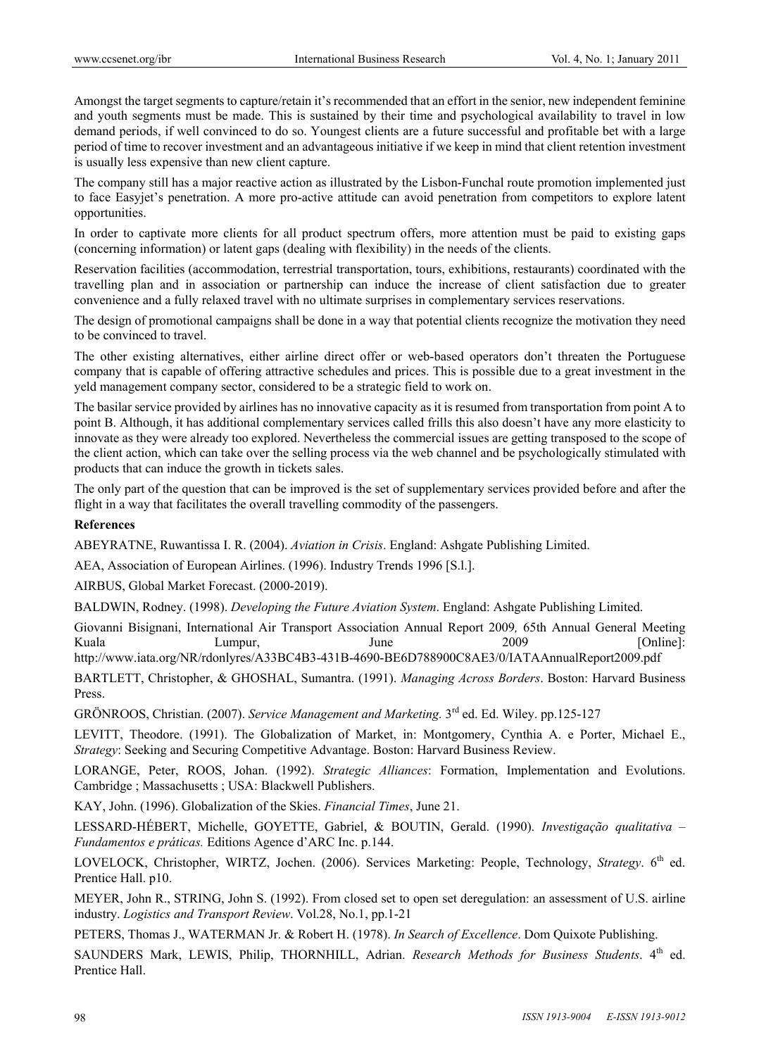Amongst the target segments to capture/retain it's recommended that an effort in the senior, new independent feminine and youth segments must be made. This is sustained by their time and psychological availability to travel in low demand periods, if well convinced to do so. Youngest clients are a future successful and profitable bet with a large period of time to recover investment and an advantageous initiative if we keep in mind that client retention investment is usually less expensive than new client capture.

The company still has a major reactive action as illustrated by the Lisbon-Funchal route promotion implemented just to face Easyjet's penetration. A more pro-active attitude can avoid penetration from competitors to explore latent opportunities.

In order to captivate more clients for all product spectrum offers, more attention must be paid to existing gaps (concerning information) or latent gaps (dealing with flexibility) in the needs of the clients.

Reservation facilities (accommodation, terrestrial transportation, tours, exhibitions, restaurants) coordinated with the travelling plan and in association or partnership can induce the increase of client satisfaction due to greater convenience and a fully relaxed travel with no ultimate surprises in complementary services reservations.

The design of promotional campaigns shall be done in a way that potential clients recognize the motivation they need to be convinced to travel.

The other existing alternatives, either airline direct offer or web-based operators don't threaten the Portuguese company that is capable of offering attractive schedules and prices. This is possible due to a great investment in the yeld management company sector, considered to be a strategic field to work on.

The basilar service provided by airlines has no innovative capacity as it is resumed from transportation from point A to point B. Although, it has additional complementary services called frills this also doesn't have any more elasticity to innovate as they were already too explored. Nevertheless the commercial issues are getting transposed to the scope of the client action, which can take over the selling process via the web channel and be psychologically stimulated with products that can induce the growth in tickets sales.

The only part of the question that can be improved is the set of supplementary services provided before and after the flight in a way that facilitates the overall travelling commodity of the passengers.

**References**

ABEYRATNE, Ruwantissa I. R. (2004). *Aviation in Crisis*. England: Ashgate Publishing Limited.

AEA, Association of European Airlines. (1996). Industry Trends 1996 [S.l.].

AIRBUS, Global Market Forecast. (2000-2019).

BALDWIN, Rodney. (1998). *Developing the Future Aviation System*. England: Ashgate Publishing Limited.

Giovanni Bisignani, International Air Transport Association Annual Report 2009*,* 65th Annual General Meeting Kuala Lumpur, June 2009 [Online]: http://www.iata.org/NR/rdonlyres/A33BC4B3-431B-4690-BE6D788900C8AE3/0/IATAAnnualReport2009.pdf

BARTLETT, Christopher, & GHOSHAL, Sumantra. (1991). *Managing Across Borders*. Boston: Harvard Business Press.

GRÖNROOS, Christian. (2007). *Service Management and Marketing.* 3rd ed. Ed. Wiley. pp.125-127

LEVITT, Theodore. (1991). The Globalization of Market, in: Montgomery, Cynthia A. e Porter, Michael E., *Strategy*: Seeking and Securing Competitive Advantage. Boston: Harvard Business Review.

LORANGE, Peter, ROOS, Johan. (1992). *Strategic Alliances*: Formation, Implementation and Evolutions. Cambridge ; Massachusetts ; USA: Blackwell Publishers.

KAY, John. (1996). Globalization of the Skies. *Financial Times*, June 21.

LESSARD-HÉBERT, Michelle, GOYETTE, Gabriel, & BOUTIN, Gerald. (1990). *Investigação qualitativa – Fundamentos e práticas.* Editions Agence d'ARC Inc. p.144.

LOVELOCK, Christopher, WIRTZ, Jochen. (2006). Services Marketing: People, Technology, *Strategy*. 6th ed. Prentice Hall. p10.

MEYER, John R., STRING, John S. (1992). From closed set to open set deregulation: an assessment of U.S. airline industry. *Logistics and Transport Review*. Vol.28, No.1, pp.1-21

PETERS, Thomas J., WATERMAN Jr. & Robert H. (1978). *In Search of Excellence*. Dom Quixote Publishing.

SAUNDERS Mark, LEWIS, Philip, THORNHILL, Adrian. *Research Methods for Business Students*. 4th ed. Prentice Hall.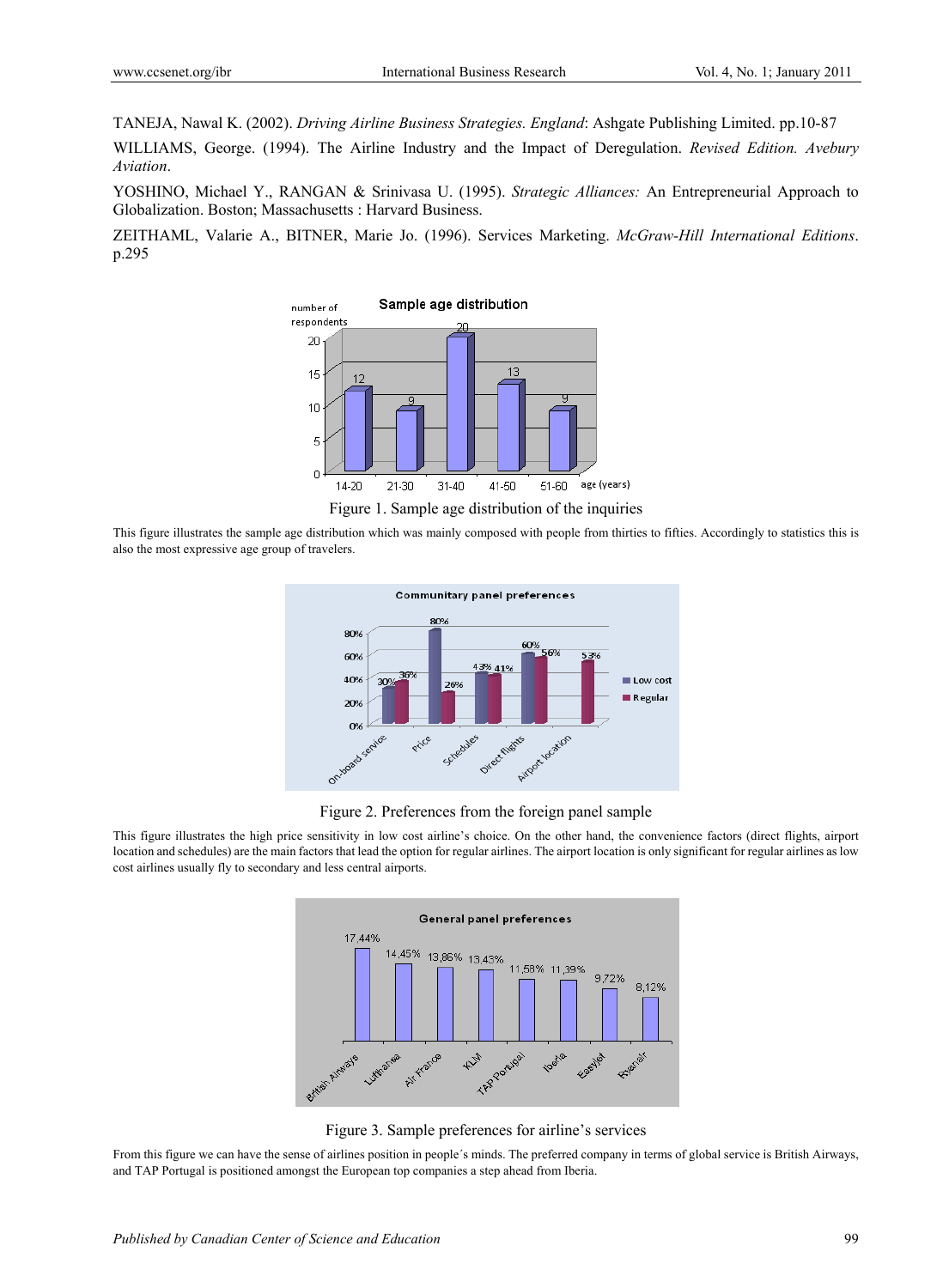TANEJA, Nawal K. (2002). *Driving Airline Business Strategies. England*: Ashgate Publishing Limited. pp.10-87

WILLIAMS, George. (1994). The Airline Industry and the Impact of Deregulation. *Revised Edition. Avebury Aviation*.

YOSHINO, Michael Y., RANGAN & Srinivasa U. (1995). *Strategic Alliances:* An Entrepreneurial Approach to Globalization. Boston; Massachusetts : Harvard Business.

ZEITHAML, Valarie A., BITNER, Marie Jo. (1996). Services Marketing. *McGraw-Hill International Editions*. p.295

Sample age distribution

number of respondents

20 15 10 5 0

12 9 20 13 9

14-20 21-30 31-40 41-50 51-60 age (years)

Figure 1. Sample age distribution of the inquiries

This figure illustrates the sample age distribution which was mainly composed with people from thirties to fifties. Accordingly to statistics this is also the most expressive age group of travelers.

Communitary panel preferences

80% 60% 40% 20% 0%

30% 36% 80% 26% 43% 41% 60% 56% 53%

On-board service Price Schedules Direct flights Airport location

Low cost

Regular

Figure 2. Preferences from the foreign panel sample

This figure illustrates the high price sensitivity in low cost airline's choice. On the other hand, the convenience factors (direct flights, airport location and schedules) are the main factors that lead the option for regular airlines. The airport location is only significant for regular airlines as low cost airlines usually fly to secondary and less central airports.

General panel preferences

17,44% 14,45% 13,86% 13,43% 11,58% 11,39% 9,72% 8,12%

British Airways Lufthansa Air France KLM TAP Portugal Iberia Easyjet Ryanair

Figure 3. Sample preferences for airline's services

From this figure we can have the sense of airlines position in people´s minds. The preferred company in terms of global service is British Airways, and TAP Portugal is positioned amongst the European top companies a step ahead from Iberia.